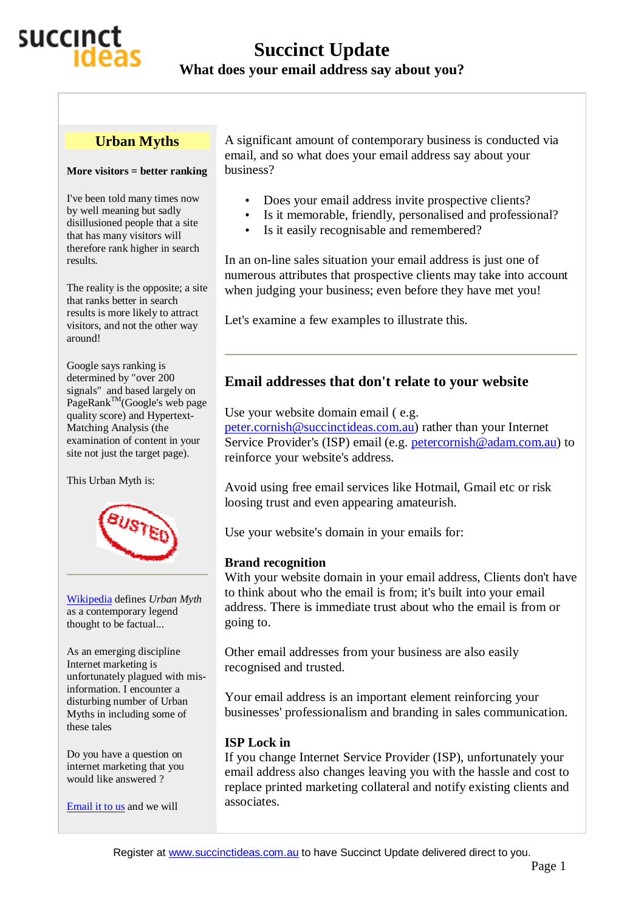# Succinct Update

## What does your email address say about you?

A significant amount of contemporary business is conducted via email, and so what does your email address say about your business?

- Does your email address invite prospective clients?
- Is it memorable, friendly, personalised and professional?
- Is it easily recognisable and remembered?

In an on-line sales situation your email address is just one of numerous attributes that prospective clients may take into account when judging your business; even before they have met you!

Let's examine a few examples to illustrate this.

---

## Email addresses that don't relate to your website

Use your website domain email ( e.g. peter.cornish@succinctideas.com.au) rather than your Internet Service Provider's (ISP) email (e.g. petercornish@adam.com.au) to reinforce your website's address.

Avoid using free email services like Hotmail, Gmail etc or risk loosing trust and even appearing amateurish.

Use your website's domain in your emails for:

**Brand recognition**
With your website domain in your email address, Clients don't have to think about who the email is from; it's built into your email address. There is immediate trust about who the email is from or going to.

Other email addresses from your business are also easily recognised and trusted.

Your email address is an important element reinforcing your businesses' professionalism and branding in sales communication.

**ISP Lock in**
If you change Internet Service Provider (ISP), unfortunately your email address also changes leaving you with the hassle and cost to replace printed marketing collateral and notify existing clients and associates.

---

## Urban Myths

**More visitors = better ranking**

I've been told many times now by well meaning but sadly disillusioned people that a site that has many visitors will therefore rank higher in search results.

The reality is the opposite; a site that ranks better in search results is more likely to attract visitors, and not the other way around!

Google says ranking is determined by "over 200 signals" and based largely on PageRank™(Google's web page quality score) and Hypertext-Matching Analysis (the examination of content in your site not just the target page).

This Urban Myth is:

BUSTED

---

Wikipedia defines *Urban Myth* as a contemporary legend thought to be factual...

As an emerging discipline Internet marketing is unfortunately plagued with mis-information. I encounter a disturbing number of Urban Myths in including some of these tales

Do you have a question on internet marketing that you would like answered ?

Email it to us and we will

Register at www.succinctideas.com.au to have Succinct Update delivered direct to you.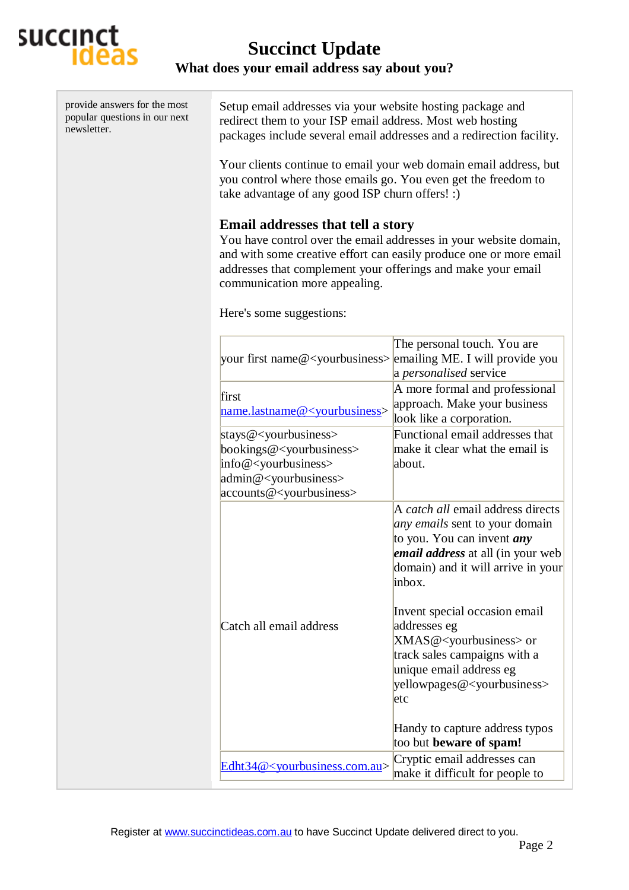provide answers for the most popular questions in our next newsletter.

Setup email addresses via your website hosting package and redirect them to your ISP email address. Most web hosting packages include several email addresses and a redirection facility.

Your clients continue to email your web domain email address, but you control where those emails go. You even get the freedom to take advantage of any good ISP churn offers! :)

### Email addresses that tell a story

You have control over the email addresses in your website domain, and with some creative effort can easily produce one or more email addresses that complement your offerings and make your email communication more appealing.

Here's some suggestions:

| | |
|---|---|
| your first name@<yourbusiness> | The personal touch. You are emailing ME. I will provide you a *personalised* service |
| first name.lastname@<yourbusiness> | A more formal and professional approach. Make your business look like a corporation. |
| stays@<yourbusiness> bookings@<yourbusiness> info@<yourbusiness> admin@<yourbusiness> accounts@<yourbusiness> | Functional email addresses that make it clear what the email is about. |
| Catch all email address | A *catch all* email address directs *any emails* sent to your domain to you. You can invent ***any email address*** at all (in your web domain) and it will arrive in your inbox. Invent special occasion email addresses eg XMAS@<yourbusiness> or track sales campaigns with a unique email address eg yellowpages@<yourbusiness> etc Handy to capture address typos too but **beware of spam!** |
| Edht34@<yourbusiness.com.au> | Cryptic email addresses can make it difficult for people to |

Register at www.succinctideas.com.au to have Succinct Update delivered direct to you.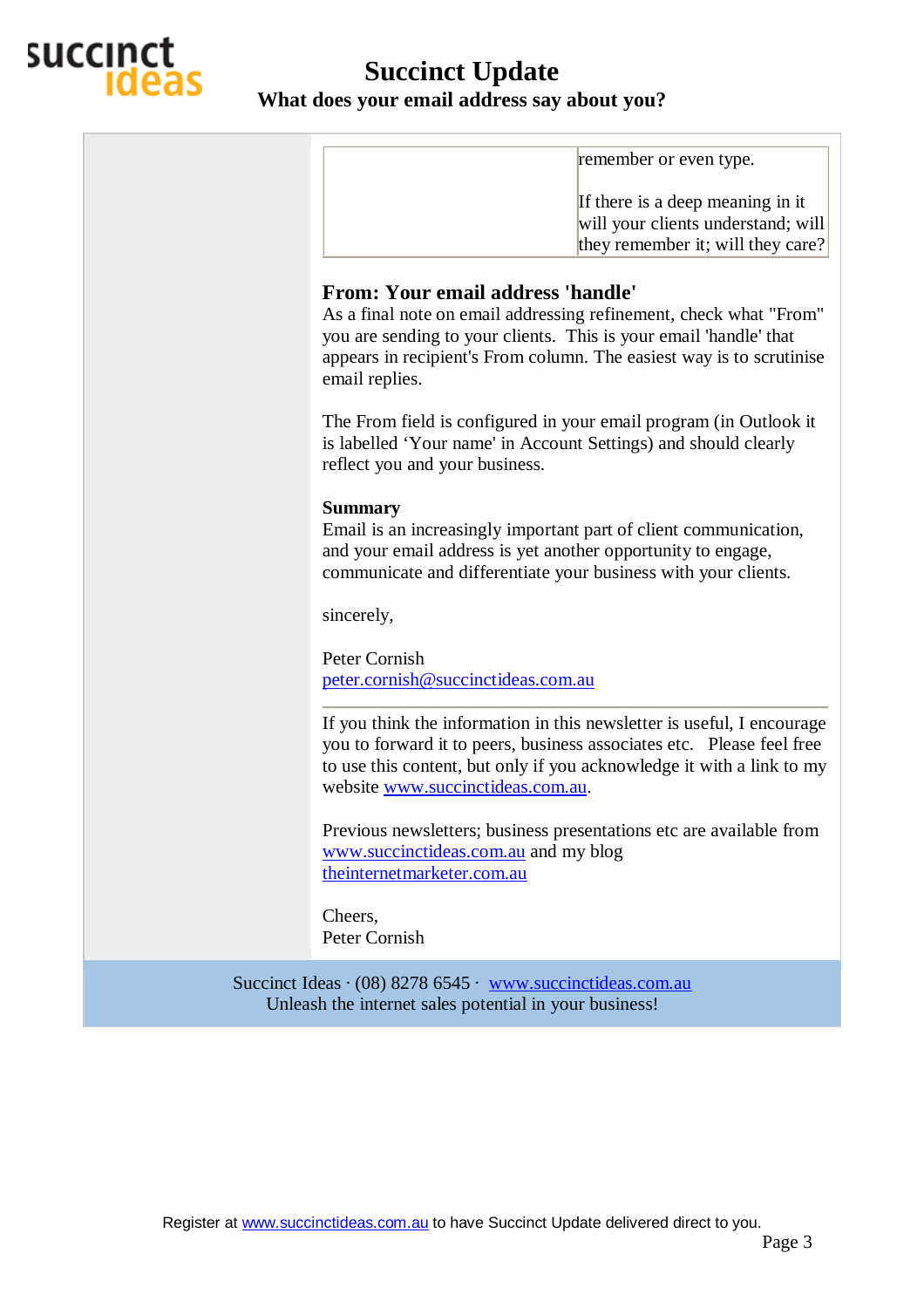| | remember or even type.<br><br>If there is a deep meaning in it will your clients understand; will they remember it; will they care? |
|---|---|

### From: Your email address 'handle'

As a final note on email addressing refinement, check what "From" you are sending to your clients. This is your email 'handle' that appears in recipient's From column. The easiest way is to scrutinise email replies.

The From field is configured in your email program (in Outlook it is labelled 'Your name' in Account Settings) and should clearly reflect you and your business.

**Summary**

Email is an increasingly important part of client communication, and your email address is yet another opportunity to engage, communicate and differentiate your business with your clients.

sincerely,

Peter Cornish
peter.cornish@succinctideas.com.au

---

If you think the information in this newsletter is useful, I encourage you to forward it to peers, business associates etc. Please feel free to use this content, but only if you acknowledge it with a link to my website www.succinctideas.com.au.

Previous newsletters; business presentations etc are available from www.succinctideas.com.au and my blog theinternetmarketer.com.au

Cheers,
Peter Cornish

Succinct Ideas · (08) 8278 6545 · www.succinctideas.com.au
Unleash the internet sales potential in your business!

Register at www.succinctideas.com.au to have Succinct Update delivered direct to you.